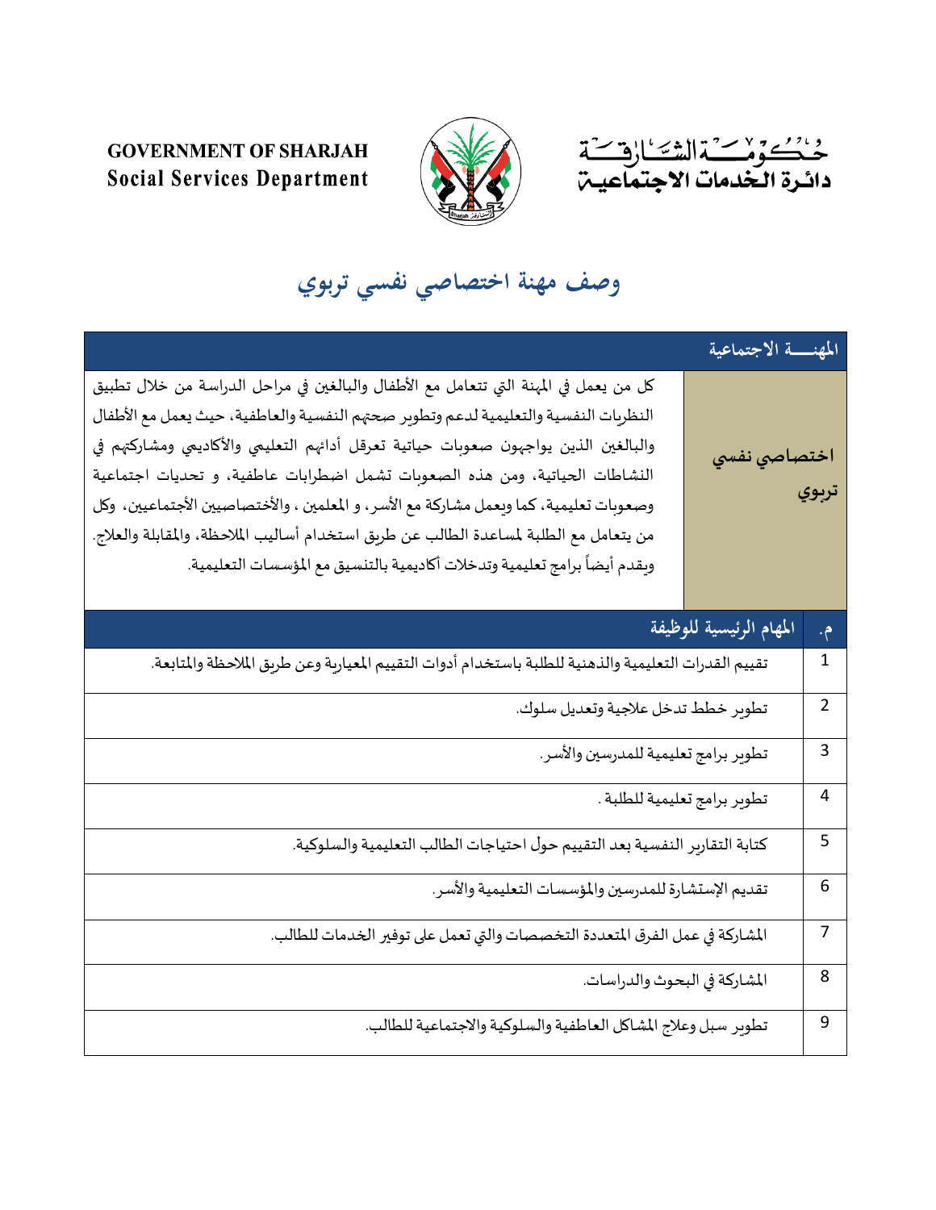GOVERNMENT OF SHARJAH
Social Services Department

حكومة الشارقة
دائرة الخدمات الاجتماعية

# وصف مهنة اختصاصي نفسي تربوي

| المهنـــة الاجتماعية | |
|---|---|
| اختصاصي نفسي تربوي | كل من يعمل في المهنة التي تتعامل مع الأطفال والبالغين في مراحل الدراسة من خلال تطبيق النظريات النفسية والتعليمية لدعم وتطوير صحتهم النفسية والعاطفية، حيث يعمل مع الأطفال والبالغين الذين يواجهون صعوبات حياتية تعرقل أدائهم التعليمي والأكاديمي ومشاركتهم في النشاطات الحياتية، ومن هذه الصعوبات تشمل اضطرابات عاطفية، و تحديات اجتماعية وصعوبات تعليمية، كما ويعمل مشاركة مع الأسر، و المعلمين ، والأختصاصيين الأجتماعيين، وكل من يتعامل مع الطلبة لمساعدة الطالب عن طريق استخدام أساليب الملاحظة، والمقابلة والعلاج. ويقدم أيضاً برامج تعليمية وتدخلات أكاديمية بالتنسيق مع المؤسسات التعليمية. |

| م. | المهام الرئيسية للوظيفة |
|---|---|
| 1 | تقييم القدرات التعليمية والذهنية للطلبة باستخدام أدوات التقييم المعيارية وعن طريق الملاحظة والمتابعة. |
| 2 | تطوير خطط تدخل علاجية وتعديل سلوك. |
| 3 | تطوير برامج تعليمية للمدرسين والأسر. |
| 4 | تطوير برامج تعليمية للطلبة . |
| 5 | كتابة التقارير النفسية بعد التقييم حول احتياجات الطالب التعليمية والسلوكية. |
| 6 | تقديم الإستشارة للمدرسين والمؤسسات التعليمية والأسر. |
| 7 | المشاركة في عمل الفرق المتعددة التخصصات والتي تعمل على توفير الخدمات للطالب. |
| 8 | المشاركة في البحوث والدراسات. |
| 9 | تطوير سبل وعلاج المشاكل العاطفية والسلوكية والاجتماعية للطالب. |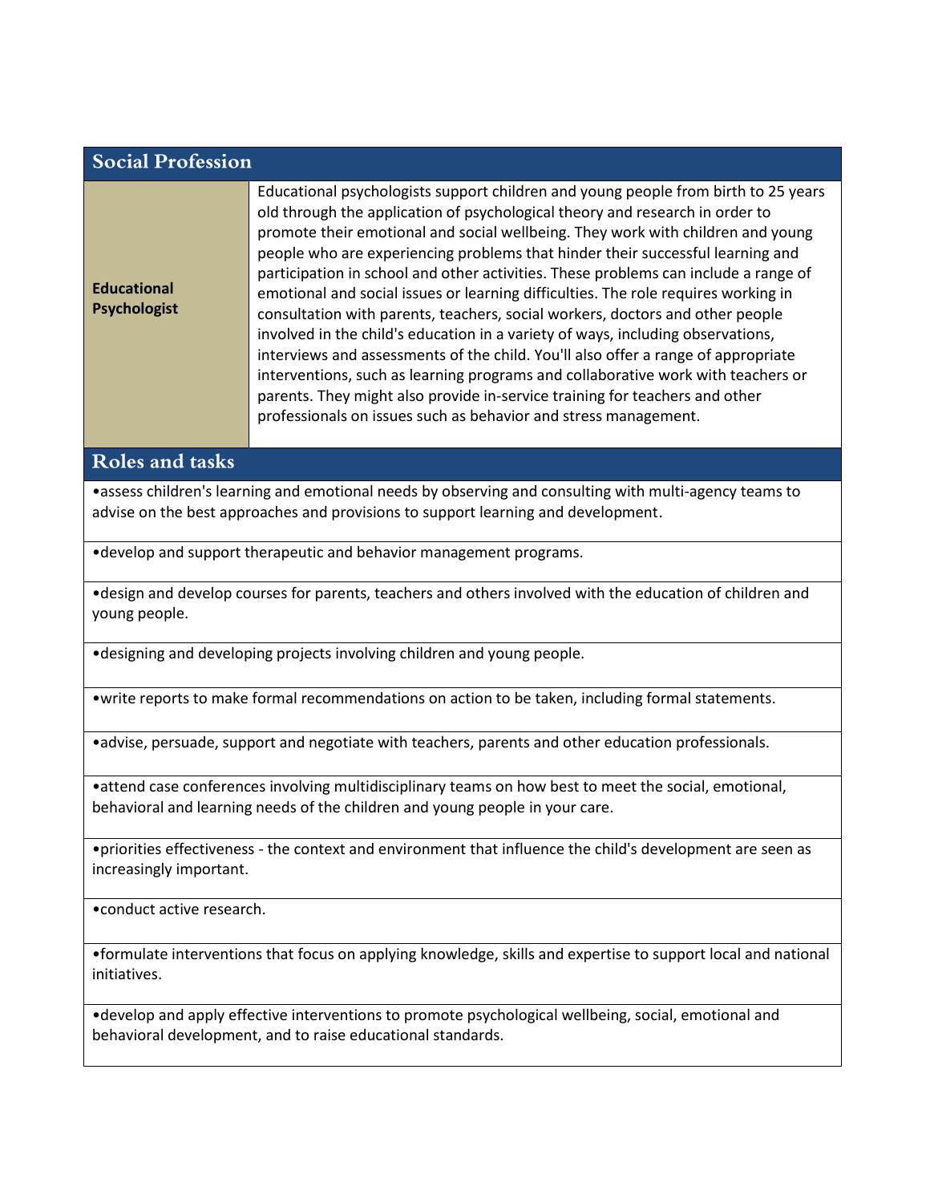| Social Profession | |
|---|---|
| **Educational Psychologist** | Educational psychologists support children and young people from birth to 25 years old through the application of psychological theory and research in order to promote their emotional and social wellbeing. They work with children and young people who are experiencing problems that hinder their successful learning and participation in school and other activities. These problems can include a range of emotional and social issues or learning difficulties. The role requires working in consultation with parents, teachers, social workers, doctors and other people involved in the child's education in a variety of ways, including observations, interviews and assessments of the child. You'll also offer a range of appropriate interventions, such as learning programs and collaborative work with teachers or parents. They might also provide in-service training for teachers and other professionals on issues such as behavior and stress management. |

## Roles and tasks

- assess children's learning and emotional needs by observing and consulting with multi-agency teams to advise on the best approaches and provisions to support learning and development.
- develop and support therapeutic and behavior management programs.
- design and develop courses for parents, teachers and others involved with the education of children and young people.
- designing and developing projects involving children and young people.
- write reports to make formal recommendations on action to be taken, including formal statements.
- advise, persuade, support and negotiate with teachers, parents and other education professionals.
- attend case conferences involving multidisciplinary teams on how best to meet the social, emotional, behavioral and learning needs of the children and young people in your care.
- priorities effectiveness - the context and environment that influence the child's development are seen as increasingly important.
- conduct active research.
- formulate interventions that focus on applying knowledge, skills and expertise to support local and national initiatives.
- develop and apply effective interventions to promote psychological wellbeing, social, emotional and behavioral development, and to raise educational standards.